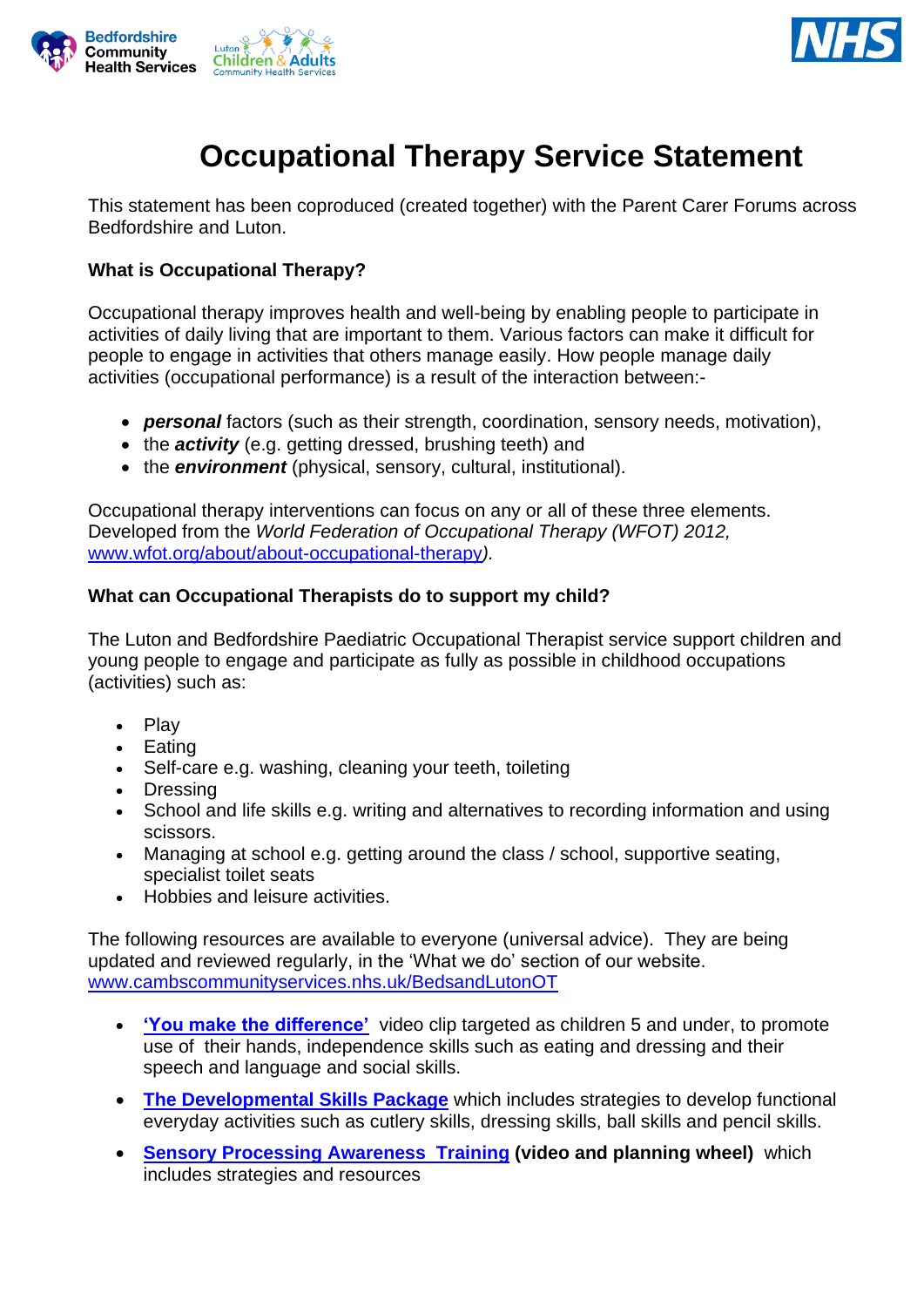# Occupational Therapy Service Statement

This statement has been coproduced (created together) with the Parent Carer Forums across Bedfordshire and Luton.

**What is Occupational Therapy?**

Occupational therapy improves health and well-being by enabling people to participate in activities of daily living that are important to them. Various factors can make it difficult for people to engage in activities that others manage easily. How people manage daily activities (occupational performance) is a result of the interaction between:-

- ***personal*** factors (such as their strength, coordination, sensory needs, motivation),
- the ***activity*** (e.g. getting dressed, brushing teeth) and
- the ***environment*** (physical, sensory, cultural, institutional).

Occupational therapy interventions can focus on any or all of these three elements. Developed from the *World Federation of Occupational Therapy (WFOT) 2012,* [www.wfot.org/about/about-occupational-therapy](www.wfot.org/about/about-occupational-therapy)*).*

**What can Occupational Therapists do to support my child?**

The Luton and Bedfordshire Paediatric Occupational Therapist service support children and young people to engage and participate as fully as possible in childhood occupations (activities) such as:

- Play
- Eating
- Self-care e.g. washing, cleaning your teeth, toileting
- Dressing
- School and life skills e.g. writing and alternatives to recording information and using scissors.
- Managing at school e.g. getting around the class / school, supportive seating, specialist toilet seats
- Hobbies and leisure activities.

The following resources are available to everyone (universal advice). They are being updated and reviewed regularly, in the 'What we do' section of our website. [www.cambscommunityservices.nhs.uk/BedsandLutonOT](www.cambscommunityservices.nhs.uk/BedsandLutonOT)

- **'You make the difference'** video clip targeted as children 5 and under, to promote use of their hands, independence skills such as eating and dressing and their speech and language and social skills.
- **The Developmental Skills Package** which includes strategies to develop functional everyday activities such as cutlery skills, dressing skills, ball skills and pencil skills.
- **Sensory Processing Awareness Training (video and planning wheel)** which includes strategies and resources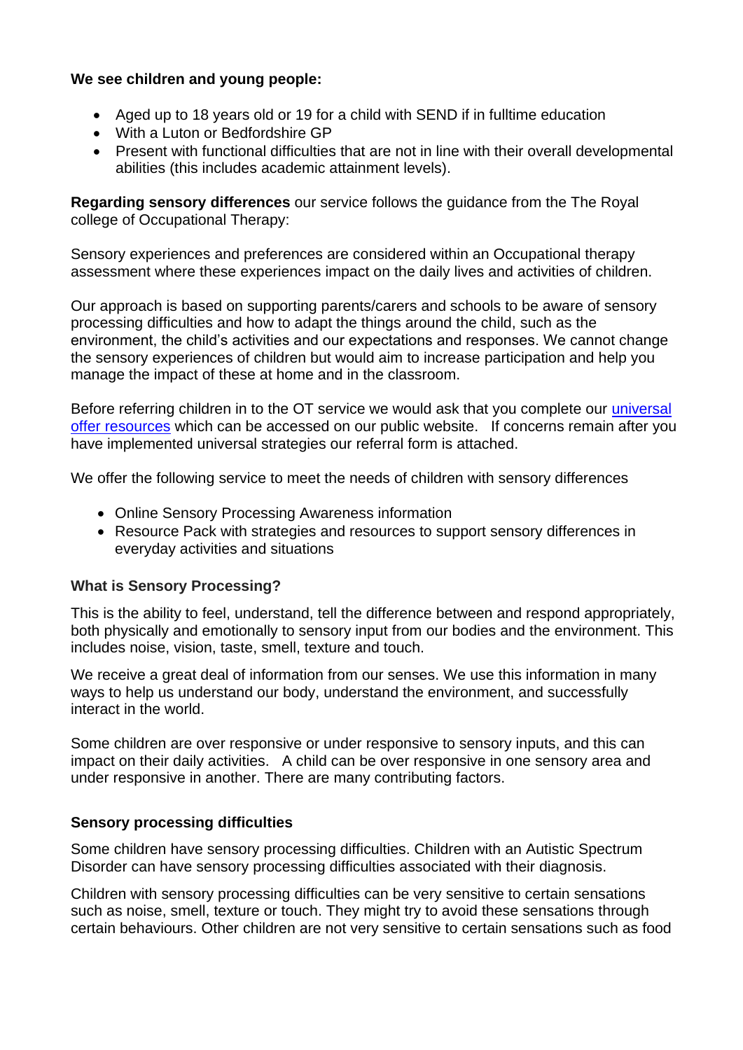**We see children and young people:**

- Aged up to 18 years old or 19 for a child with SEND if in fulltime education
- With a Luton or Bedfordshire GP
- Present with functional difficulties that are not in line with their overall developmental abilities (this includes academic attainment levels).

**Regarding sensory differences** our service follows the guidance from the The Royal college of Occupational Therapy:

Sensory experiences and preferences are considered within an Occupational therapy assessment where these experiences impact on the daily lives and activities of children.

Our approach is based on supporting parents/carers and schools to be aware of sensory processing difficulties and how to adapt the things around the child, such as the environment, the child's activities and our expectations and responses. We cannot change the sensory experiences of children but would aim to increase participation and help you manage the impact of these at home and in the classroom.

Before referring children in to the OT service we would ask that you complete our universal offer resources which can be accessed on our public website. If concerns remain after you have implemented universal strategies our referral form is attached.

We offer the following service to meet the needs of children with sensory differences

- Online Sensory Processing Awareness information
- Resource Pack with strategies and resources to support sensory differences in everyday activities and situations

**What is Sensory Processing?**

This is the ability to feel, understand, tell the difference between and respond appropriately, both physically and emotionally to sensory input from our bodies and the environment. This includes noise, vision, taste, smell, texture and touch.

We receive a great deal of information from our senses. We use this information in many ways to help us understand our body, understand the environment, and successfully interact in the world.

Some children are over responsive or under responsive to sensory inputs, and this can impact on their daily activities. A child can be over responsive in one sensory area and under responsive in another. There are many contributing factors.

**Sensory processing difficulties**

Some children have sensory processing difficulties. Children with an Autistic Spectrum Disorder can have sensory processing difficulties associated with their diagnosis.

Children with sensory processing difficulties can be very sensitive to certain sensations such as noise, smell, texture or touch. They might try to avoid these sensations through certain behaviours. Other children are not very sensitive to certain sensations such as food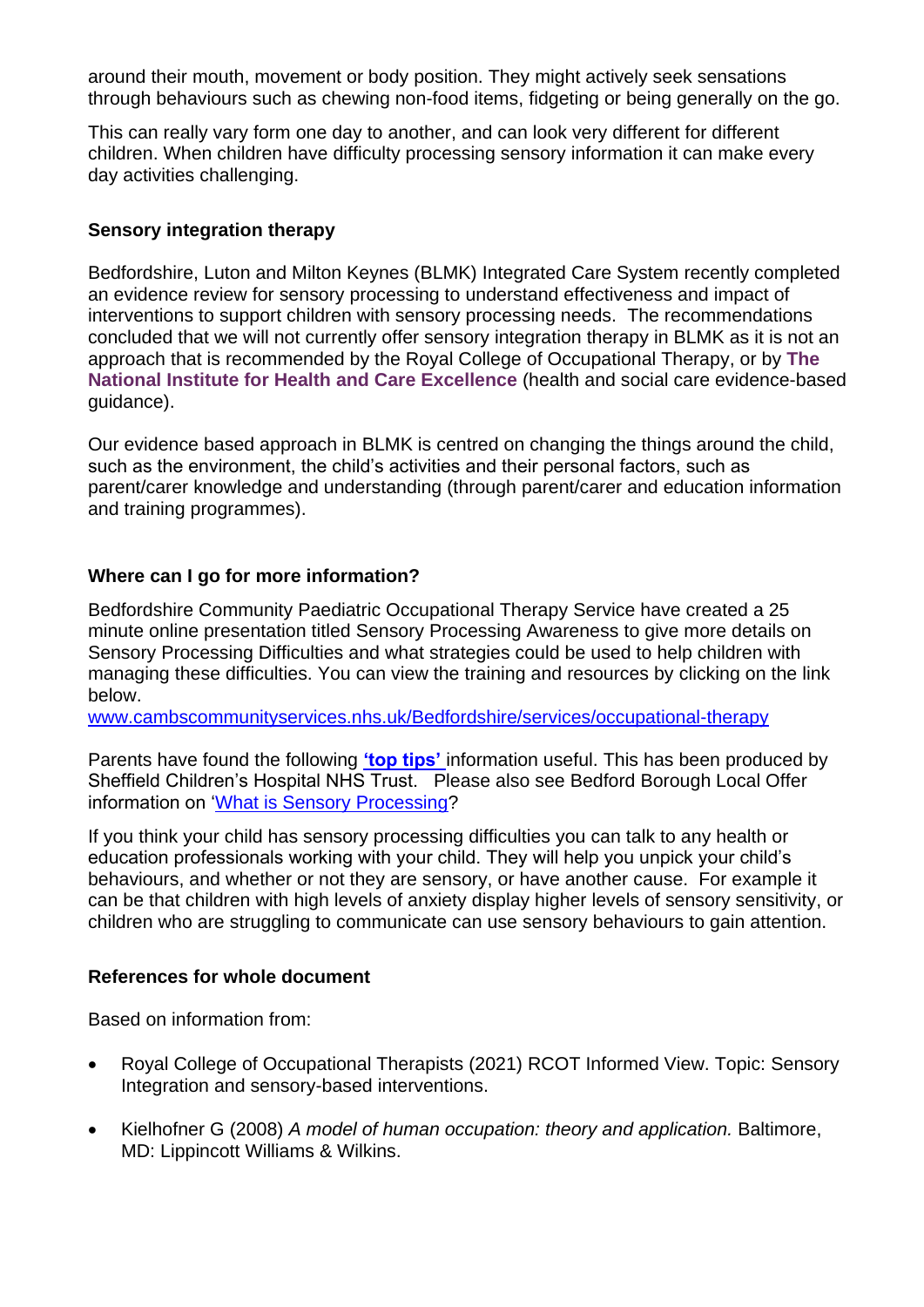around their mouth, movement or body position. They might actively seek sensations through behaviours such as chewing non-food items, fidgeting or being generally on the go.

This can really vary form one day to another, and can look very different for different children. When children have difficulty processing sensory information it can make every day activities challenging.

### Sensory integration therapy

Bedfordshire, Luton and Milton Keynes (BLMK) Integrated Care System recently completed an evidence review for sensory processing to understand effectiveness and impact of interventions to support children with sensory processing needs. The recommendations concluded that we will not currently offer sensory integration therapy in BLMK as it is not an approach that is recommended by the Royal College of Occupational Therapy, or by **The National Institute for Health and Care Excellence** (health and social care evidence-based guidance).

Our evidence based approach in BLMK is centred on changing the things around the child, such as the environment, the child's activities and their personal factors, such as parent/carer knowledge and understanding (through parent/carer and education information and training programmes).

### Where can I go for more information?

Bedfordshire Community Paediatric Occupational Therapy Service have created a 25 minute online presentation titled Sensory Processing Awareness to give more details on Sensory Processing Difficulties and what strategies could be used to help children with managing these difficulties. You can view the training and resources by clicking on the link below.
www.cambscommunityservices.nhs.uk/Bedfordshire/services/occupational-therapy

Parents have found the following **'top tips'** information useful. This has been produced by Sheffield Children's Hospital NHS Trust. Please also see Bedford Borough Local Offer information on 'What is Sensory Processing?

If you think your child has sensory processing difficulties you can talk to any health or education professionals working with your child. They will help you unpick your child's behaviours, and whether or not they are sensory, or have another cause. For example it can be that children with high levels of anxiety display higher levels of sensory sensitivity, or children who are struggling to communicate can use sensory behaviours to gain attention.

### References for whole document

Based on information from:

- Royal College of Occupational Therapists (2021) RCOT Informed View. Topic: Sensory Integration and sensory-based interventions.
- Kielhofner G (2008) *A model of human occupation: theory and application.* Baltimore, MD: Lippincott Williams & Wilkins.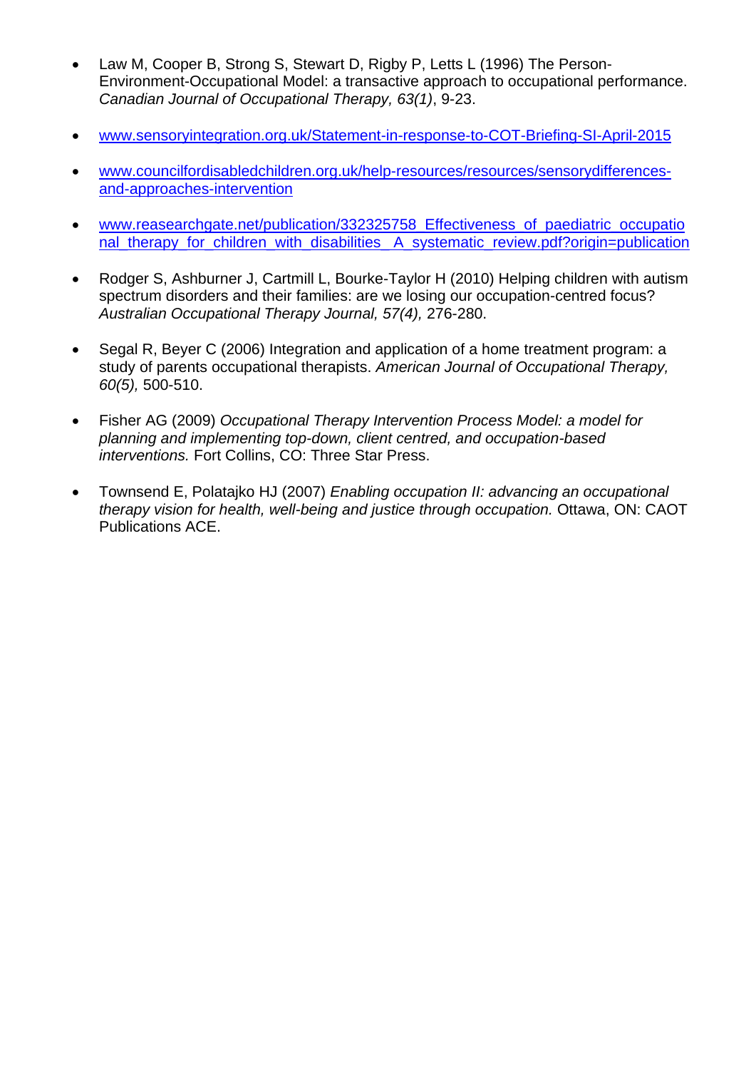- Law M, Cooper B, Strong S, Stewart D, Rigby P, Letts L (1996) The Person-Environment-Occupational Model: a transactive approach to occupational performance. *Canadian Journal of Occupational Therapy, 63(1)*, 9-23.

- www.sensoryintegration.org.uk/Statement-in-response-to-COT-Briefing-SI-April-2015

- www.councilfordisabledchildren.org.uk/help-resources/resources/sensorydifferences-and-approaches-intervention

- www.reasearchgate.net/publication/332325758_Effectiveness_of_paediatric_occupational_therapy_for_children_with_disabilities_A_systematic_review.pdf?origin=publication

- Rodger S, Ashburner J, Cartmill L, Bourke-Taylor H (2010) Helping children with autism spectrum disorders and their families: are we losing our occupation-centred focus? *Australian Occupational Therapy Journal, 57(4),* 276-280.

- Segal R, Beyer C (2006) Integration and application of a home treatment program: a study of parents occupational therapists. *American Journal of Occupational Therapy, 60(5),* 500-510.

- Fisher AG (2009) *Occupational Therapy Intervention Process Model: a model for planning and implementing top-down, client centred, and occupation-based interventions.* Fort Collins, CO: Three Star Press.

- Townsend E, Polatajko HJ (2007) *Enabling occupation II: advancing an occupational therapy vision for health, well-being and justice through occupation.* Ottawa, ON: CAOT Publications ACE.